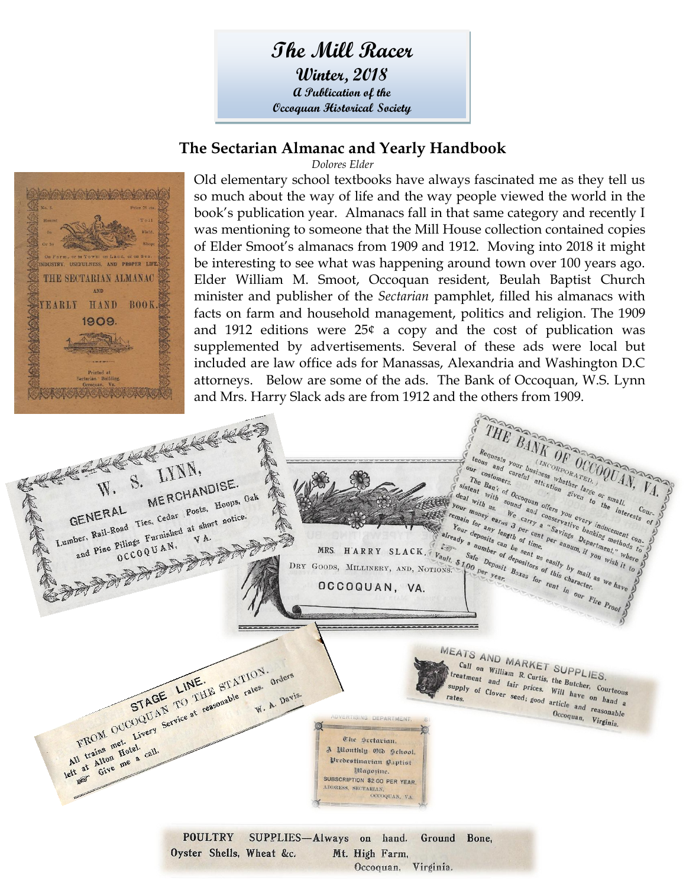# The Mill Racer

**Winter, 2018**

**A Publication of the Occoquan Historical Society**

## The Sectarian Almanac and Yearly Handbook

*Dolores Elder*

No. 3. Price 25 cts.

Honest Toil In Field, Or in Shop; On Farm, or in Town; on Land, or on Sea. INDUSTRY, USEFULNESS, AND PROPER LIFE.

THE SECTARIAN ALMANAC AND YEARLY HAND BOOK. 1909.

Printed at Sectarian Building, Occoquan, Va.

Old elementary school textbooks have always fascinated me as they tell us so much about the way of life and the way people viewed the world in the book's publication year. Almanacs fall in that same category and recently I was mentioning to someone that the Mill House collection contained copies of Elder Smoot's almanacs from 1909 and 1912. Moving into 2018 it might be interesting to see what was happening around town over 100 years ago. Elder William M. Smoot, Occoquan resident, Beulah Baptist Church minister and publisher of the *Sectarian* pamphlet, filled his almanacs with facts on farm and household management, politics and religion. The 1909 and 1912 editions were 25¢ a copy and the cost of publication was supplemented by advertisements. Several of these ads were local but included are law office ads for Manassas, Alexandria and Washington D.C attorneys. Below are some of the ads. The Bank of Occoquan, W.S. Lynn and Mrs. Harry Slack ads are from 1912 and the others from 1909.

W. S. LYNN, GENERAL MERCHANDISE. Lumber, Rail-Road Ties, Cedar Posts, Hoops, Oak and Pine Pilings Furnished at short notice. OCCOQUAN, VA.

MRS. HARRY SLACK, DRY GOODS, MILLINERY, AND, NOTIONS. OCCOQUAN, VA.

THE BANK OF OCCOQUAN, VA. (INCORPORATED.) Requests your business whether large or small. Courteous and careful attention given to the interests of our costomers. The Bank of Occoquan offers you every inducement consistent with sound and conservative banking methods to deal with us. We carry a "Savings Department," where your money earns 3 per cent per annum, if you wish it to remain for any length of time. Your deposits can be sent us easily by mail, as we have already a number of depositors of this character. Safe Deposit Boxes for rent in our Fire Proof Vault, $1.00 per year.

STAGE LINE. FROM OCCOQUAN TO THE STATION. All trains met. Livery Service at reasonable rates. Orders left at Alton Hotel. Give me a call. W. A. Davis.

MEATS AND MARKET SUPPLIES. Call on William R. Curtis, the Butcher, Courteous treatment and fair prices. Will have on hand a supply of Clover seed; good article and reasonable rates. Occoquan, Virginia.

The Sectarian, A Monthly Old School, Predestinarian Baptist Magazine. SUBSCRIPTION $2.00 PER YEAR. ADDRESS, SECTARIAN, OCCOQUAN, VA.

POULTRY SUPPLIES—Always on hand. Ground Bone, Oyster Shells, Wheat &c. Mt. High Farm, Occoquan, Virginia.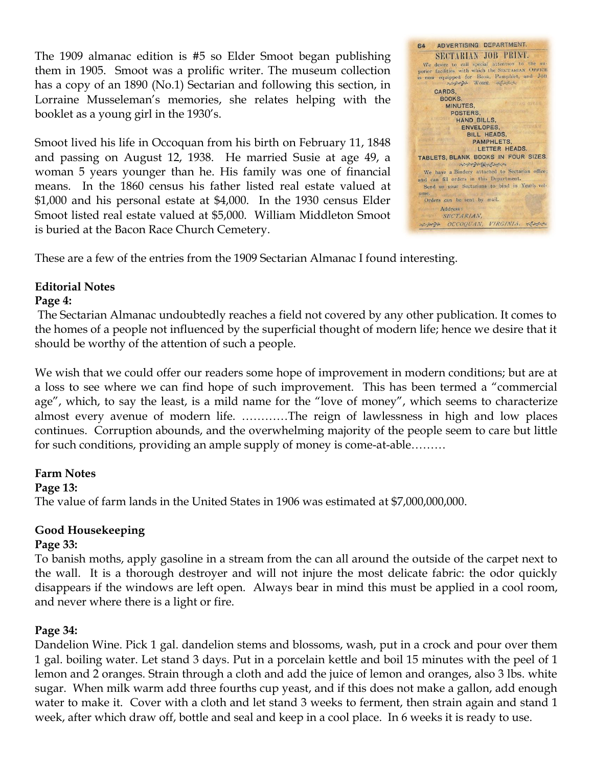The 1909 almanac edition is #5 so Elder Smoot began publishing them in 1905. Smoot was a prolific writer. The museum collection has a copy of an 1890 (No.1) Sectarian and following this section, in Lorraine Musseleman's memories, she relates helping with the booklet as a young girl in the 1930's.

Smoot lived his life in Occoquan from his birth on February 11, 1848 and passing on August 12, 1938. He married Susie at age 49, a woman 5 years younger than he. His family was one of financial means. In the 1860 census his father listed real estate valued at $1,000 and his personal estate at $4,000. In the 1930 census Elder Smoot listed real estate valued at $5,000. William Middleton Smoot is buried at the Bacon Race Church Cemetery.

64 ADVERTISING DEPARTMENT.

SECTARIAN JOB PRINT.

We desire to call special attention to the superior facilities with which the SECTARIAN OFFICE is now equipped for Book, Pamphlet, and Job Work.

CARDS,
BOOKS,
MINUTES,
POSTERS,
HAND BILLS,
ENVELOPES,
BILL HEADS,
PAMPHLETS,
LETTER HEADS.
TABLETS, BLANK BOOKS IN FOUR SIZES.

We have a Bindery attached to Sectarian office; and can fill orders in this Department.
Send us your Sectarians to bind in Yearly volume.
Orders can be sent by mail.

Address:
SECTARIAN,
OCCOQUAN, VIRGINIA.

These are a few of the entries from the 1909 Sectarian Almanac I found interesting.

**Editorial Notes**

**Page 4:**

The Sectarian Almanac undoubtedly reaches a field not covered by any other publication. It comes to the homes of a people not influenced by the superficial thought of modern life; hence we desire that it should be worthy of the attention of such a people.

We wish that we could offer our readers some hope of improvement in modern conditions; but are at a loss to see where we can find hope of such improvement. This has been termed a "commercial age", which, to say the least, is a mild name for the "love of money", which seems to characterize almost every avenue of modern life. …………The reign of lawlessness in high and low places continues. Corruption abounds, and the overwhelming majority of the people seem to care but little for such conditions, providing an ample supply of money is come-at-able………

**Farm Notes**

**Page 13:**

The value of farm lands in the United States in 1906 was estimated at $7,000,000,000.

**Good Housekeeping**

**Page 33:**

To banish moths, apply gasoline in a stream from the can all around the outside of the carpet next to the wall. It is a thorough destroyer and will not injure the most delicate fabric: the odor quickly disappears if the windows are left open. Always bear in mind this must be applied in a cool room, and never where there is a light or fire.

**Page 34:**

Dandelion Wine. Pick 1 gal. dandelion stems and blossoms, wash, put in a crock and pour over them 1 gal. boiling water. Let stand 3 days. Put in a porcelain kettle and boil 15 minutes with the peel of 1 lemon and 2 oranges. Strain through a cloth and add the juice of lemon and oranges, also 3 lbs. white sugar. When milk warm add three fourths cup yeast, and if this does not make a gallon, add enough water to make it. Cover with a cloth and let stand 3 weeks to ferment, then strain again and stand 1 week, after which draw off, bottle and seal and keep in a cool place. In 6 weeks it is ready to use.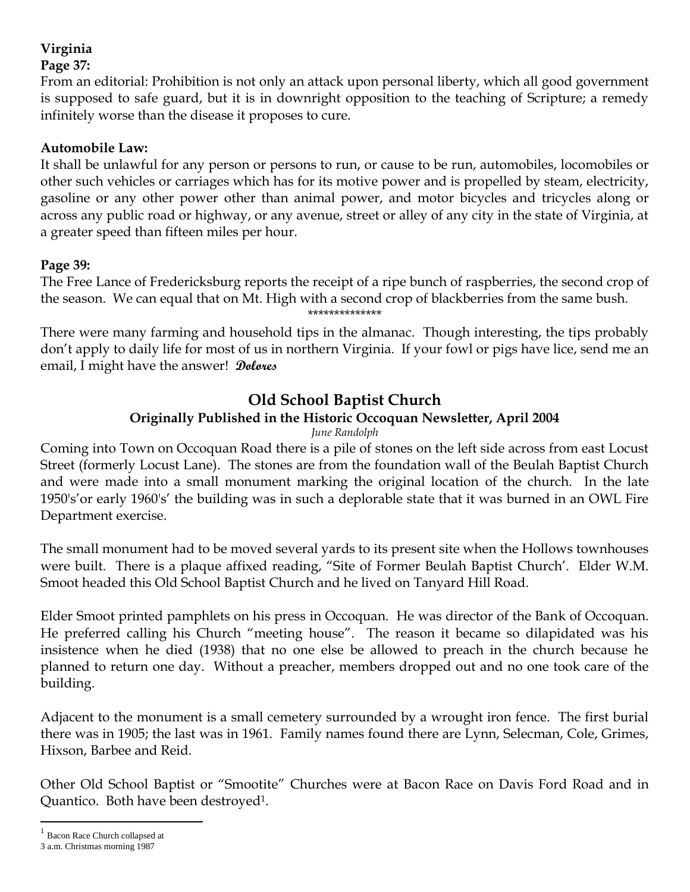**Virginia**

**Page 37:**

From an editorial: Prohibition is not only an attack upon personal liberty, which all good government is supposed to safe guard, but it is in downright opposition to the teaching of Scripture; a remedy infinitely worse than the disease it proposes to cure.

**Automobile Law:**

It shall be unlawful for any person or persons to run, or cause to be run, automobiles, locomobiles or other such vehicles or carriages which has for its motive power and is propelled by steam, electricity, gasoline or any other power other than animal power, and motor bicycles and tricycles along or across any public road or highway, or any avenue, street or alley of any city in the state of Virginia, at a greater speed than fifteen miles per hour.

**Page 39:**

The Free Lance of Fredericksburg reports the receipt of a ripe bunch of raspberries, the second crop of the season. We can equal that on Mt. High with a second crop of blackberries from the same bush.

**************

There were many farming and household tips in the almanac. Though interesting, the tips probably don't apply to daily life for most of us in northern Virginia. If your fowl or pigs have lice, send me an email, I might have the answer! **Dolores**

## Old School Baptist Church

### Originally Published in the Historic Occoquan Newsletter, April 2004

*June Randolph*

Coming into Town on Occoquan Road there is a pile of stones on the left side across from east Locust Street (formerly Locust Lane). The stones are from the foundation wall of the Beulah Baptist Church and were made into a small monument marking the original location of the church. In the late 1950's'or early 1960's' the building was in such a deplorable state that it was burned in an OWL Fire Department exercise.

The small monument had to be moved several yards to its present site when the Hollows townhouses were built. There is a plaque affixed reading, "Site of Former Beulah Baptist Church'. Elder W.M. Smoot headed this Old School Baptist Church and he lived on Tanyard Hill Road.

Elder Smoot printed pamphlets on his press in Occoquan. He was director of the Bank of Occoquan. He preferred calling his Church "meeting house". The reason it became so dilapidated was his insistence when he died (1938) that no one else be allowed to preach in the church because he planned to return one day. Without a preacher, members dropped out and no one took care of the building.

Adjacent to the monument is a small cemetery surrounded by a wrought iron fence. The first burial there was in 1905; the last was in 1961. Family names found there are Lynn, Selecman, Cole, Grimes, Hixson, Barbee and Reid.

Other Old School Baptist or "Smootite" Churches were at Bacon Race on Davis Ford Road and in Quantico. Both have been destroyed[1].

[1] Bacon Race Church collapsed at 3 a.m. Christmas morning 1987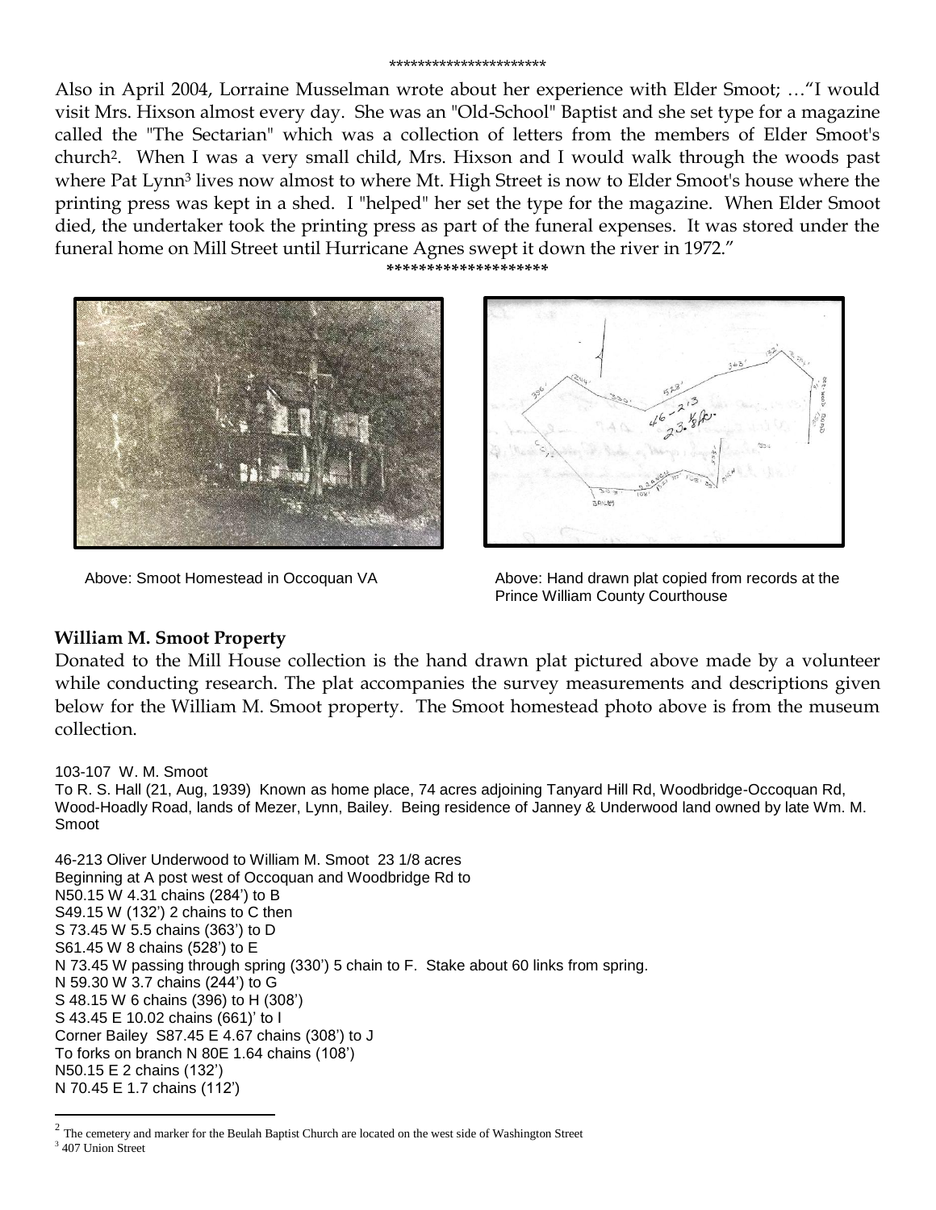*********************

Also in April 2004, Lorraine Musselman wrote about her experience with Elder Smoot; …"I would visit Mrs. Hixson almost every day. She was an "Old-School" Baptist and she set type for a magazine called the "The Sectarian" which was a collection of letters from the members of Elder Smoot's church[2]. When I was a very small child, Mrs. Hixson and I would walk through the woods past where Pat Lynn[3] lives now almost to where Mt. High Street is now to Elder Smoot's house where the printing press was kept in a shed. I "helped" her set the type for the magazine. When Elder Smoot died, the undertaker took the printing press as part of the funeral expenses. It was stored under the funeral home on Mill Street until Hurricane Agnes swept it down the river in 1972."

*******************

Above: Smoot Homestead in Occoquan VA

Above: Hand drawn plat copied from records at the Prince William County Courthouse

**William M. Smoot Property**

Donated to the Mill House collection is the hand drawn plat pictured above made by a volunteer while conducting research. The plat accompanies the survey measurements and descriptions given below for the William M. Smoot property. The Smoot homestead photo above is from the museum collection.

103-107 W. M. Smoot
To R. S. Hall (21, Aug, 1939) Known as home place, 74 acres adjoining Tanyard Hill Rd, Woodbridge-Occoquan Rd, Wood-Hoadly Road, lands of Mezer, Lynn, Bailey. Being residence of Janney & Underwood land owned by late Wm. M. Smoot

46-213 Oliver Underwood to William M. Smoot 23 1/8 acres
Beginning at A post west of Occoquan and Woodbridge Rd to
N50.15 W 4.31 chains (284') to B
S49.15 W (132') 2 chains to C then
S 73.45 W 5.5 chains (363') to D
S61.45 W 8 chains (528') to E
N 73.45 W passing through spring (330') 5 chain to F. Stake about 60 links from spring.
N 59.30 W 3.7 chains (244') to G
S 48.15 W 6 chains (396) to H (308')
S 43.45 E 10.02 chains (661)' to I
Corner Bailey S87.45 E 4.67 chains (308') to J
To forks on branch N 80E 1.64 chains (108')
N50.15 E 2 chains (132')
N 70.45 E 1.7 chains (112')

[2] The cemetery and marker for the Beulah Baptist Church are located on the west side of Washington Street

[3] 407 Union Street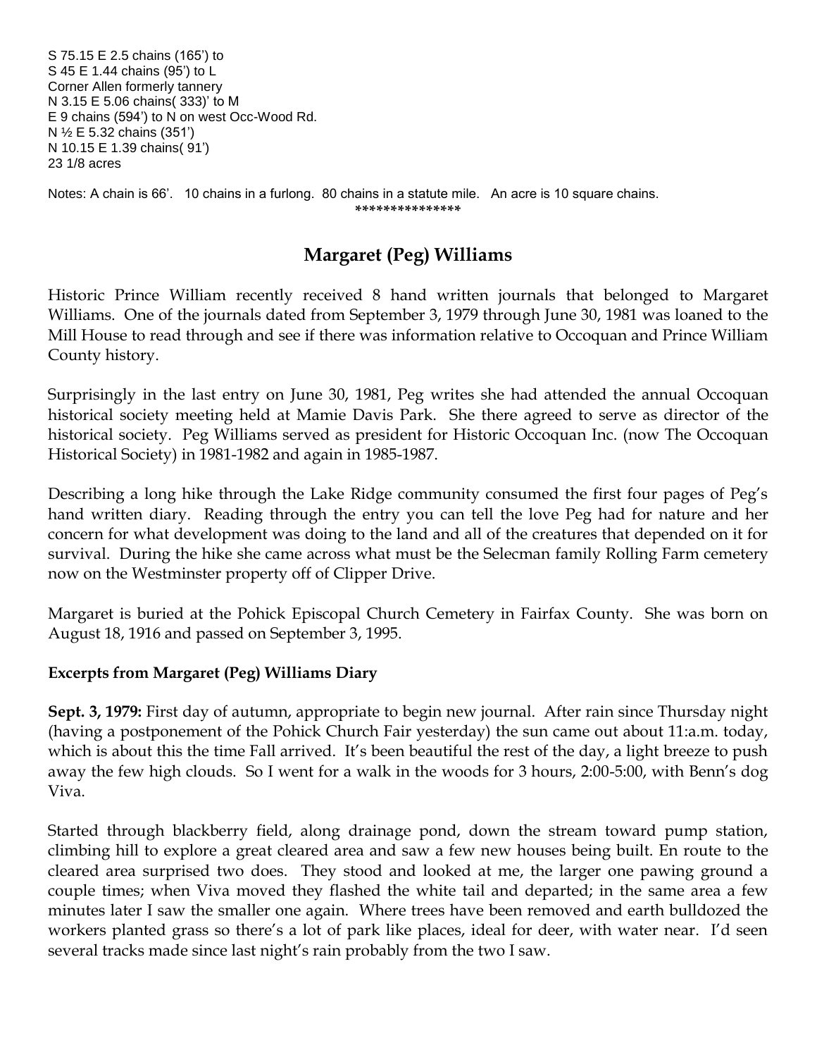S 75.15 E 2.5 chains (165') to
S 45 E 1.44 chains (95') to L
Corner Allen formerly tannery
N 3.15 E 5.06 chains( 333)' to M
E 9 chains (594') to N on west Occ-Wood Rd.
N ½ E 5.32 chains (351')
N 10.15 E 1.39 chains( 91')
23 1/8 acres

Notes: A chain is 66'. 10 chains in a furlong. 80 chains in a statute mile. An acre is 10 square chains.

***************

## Margaret (Peg) Williams

Historic Prince William recently received 8 hand written journals that belonged to Margaret Williams. One of the journals dated from September 3, 1979 through June 30, 1981 was loaned to the Mill House to read through and see if there was information relative to Occoquan and Prince William County history.

Surprisingly in the last entry on June 30, 1981, Peg writes she had attended the annual Occoquan historical society meeting held at Mamie Davis Park. She there agreed to serve as director of the historical society. Peg Williams served as president for Historic Occoquan Inc. (now The Occoquan Historical Society) in 1981-1982 and again in 1985-1987.

Describing a long hike through the Lake Ridge community consumed the first four pages of Peg's hand written diary. Reading through the entry you can tell the love Peg had for nature and her concern for what development was doing to the land and all of the creatures that depended on it for survival. During the hike she came across what must be the Selecman family Rolling Farm cemetery now on the Westminster property off of Clipper Drive.

Margaret is buried at the Pohick Episcopal Church Cemetery in Fairfax County. She was born on August 18, 1916 and passed on September 3, 1995.

### Excerpts from Margaret (Peg) Williams Diary

**Sept. 3, 1979:** First day of autumn, appropriate to begin new journal. After rain since Thursday night (having a postponement of the Pohick Church Fair yesterday) the sun came out about 11:a.m. today, which is about this the time Fall arrived. It's been beautiful the rest of the day, a light breeze to push away the few high clouds. So I went for a walk in the woods for 3 hours, 2:00-5:00, with Benn's dog Viva.

Started through blackberry field, along drainage pond, down the stream toward pump station, climbing hill to explore a great cleared area and saw a few new houses being built. En route to the cleared area surprised two does. They stood and looked at me, the larger one pawing ground a couple times; when Viva moved they flashed the white tail and departed; in the same area a few minutes later I saw the smaller one again. Where trees have been removed and earth bulldozed the workers planted grass so there's a lot of park like places, ideal for deer, with water near. I'd seen several tracks made since last night's rain probably from the two I saw.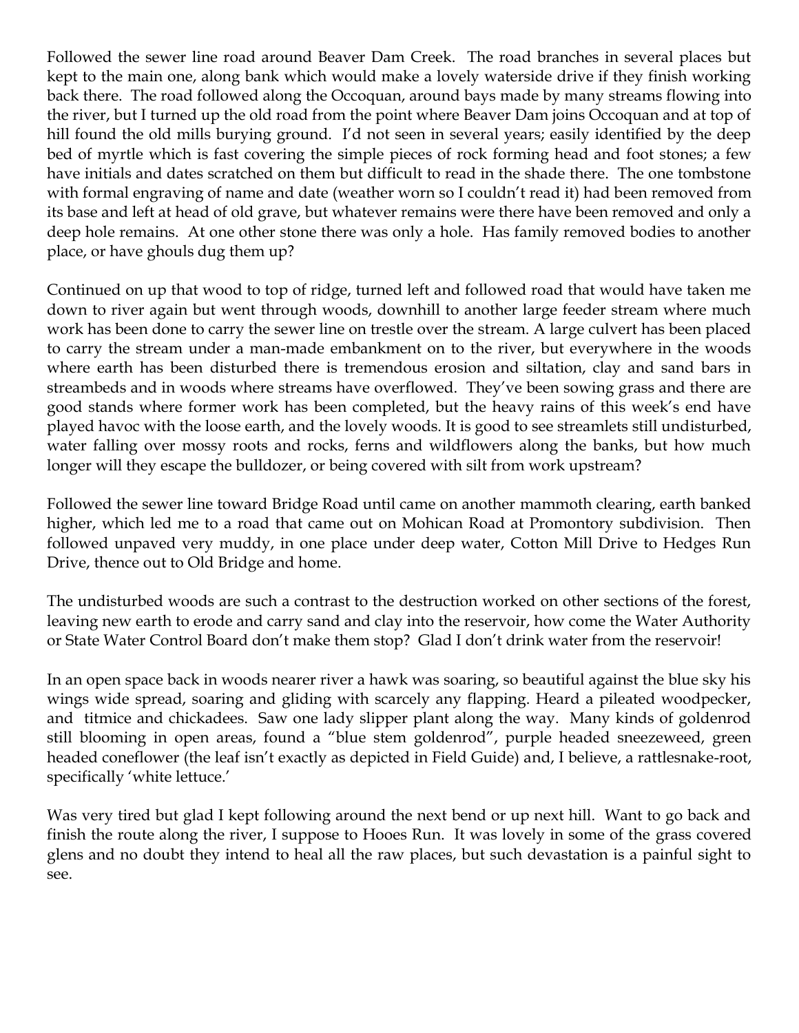Followed the sewer line road around Beaver Dam Creek. The road branches in several places but kept to the main one, along bank which would make a lovely waterside drive if they finish working back there. The road followed along the Occoquan, around bays made by many streams flowing into the river, but I turned up the old road from the point where Beaver Dam joins Occoquan and at top of hill found the old mills burying ground. I'd not seen in several years; easily identified by the deep bed of myrtle which is fast covering the simple pieces of rock forming head and foot stones; a few have initials and dates scratched on them but difficult to read in the shade there. The one tombstone with formal engraving of name and date (weather worn so I couldn't read it) had been removed from its base and left at head of old grave, but whatever remains were there have been removed and only a deep hole remains. At one other stone there was only a hole. Has family removed bodies to another place, or have ghouls dug them up?

Continued on up that wood to top of ridge, turned left and followed road that would have taken me down to river again but went through woods, downhill to another large feeder stream where much work has been done to carry the sewer line on trestle over the stream. A large culvert has been placed to carry the stream under a man-made embankment on to the river, but everywhere in the woods where earth has been disturbed there is tremendous erosion and siltation, clay and sand bars in streambeds and in woods where streams have overflowed. They've been sowing grass and there are good stands where former work has been completed, but the heavy rains of this week's end have played havoc with the loose earth, and the lovely woods. It is good to see streamlets still undisturbed, water falling over mossy roots and rocks, ferns and wildflowers along the banks, but how much longer will they escape the bulldozer, or being covered with silt from work upstream?

Followed the sewer line toward Bridge Road until came on another mammoth clearing, earth banked higher, which led me to a road that came out on Mohican Road at Promontory subdivision. Then followed unpaved very muddy, in one place under deep water, Cotton Mill Drive to Hedges Run Drive, thence out to Old Bridge and home.

The undisturbed woods are such a contrast to the destruction worked on other sections of the forest, leaving new earth to erode and carry sand and clay into the reservoir, how come the Water Authority or State Water Control Board don't make them stop? Glad I don't drink water from the reservoir!

In an open space back in woods nearer river a hawk was soaring, so beautiful against the blue sky his wings wide spread, soaring and gliding with scarcely any flapping. Heard a pileated woodpecker, and titmice and chickadees. Saw one lady slipper plant along the way. Many kinds of goldenrod still blooming in open areas, found a "blue stem goldenrod", purple headed sneezeweed, green headed coneflower (the leaf isn't exactly as depicted in Field Guide) and, I believe, a rattlesnake-root, specifically 'white lettuce.'

Was very tired but glad I kept following around the next bend or up next hill. Want to go back and finish the route along the river, I suppose to Hooes Run. It was lovely in some of the grass covered glens and no doubt they intend to heal all the raw places, but such devastation is a painful sight to see.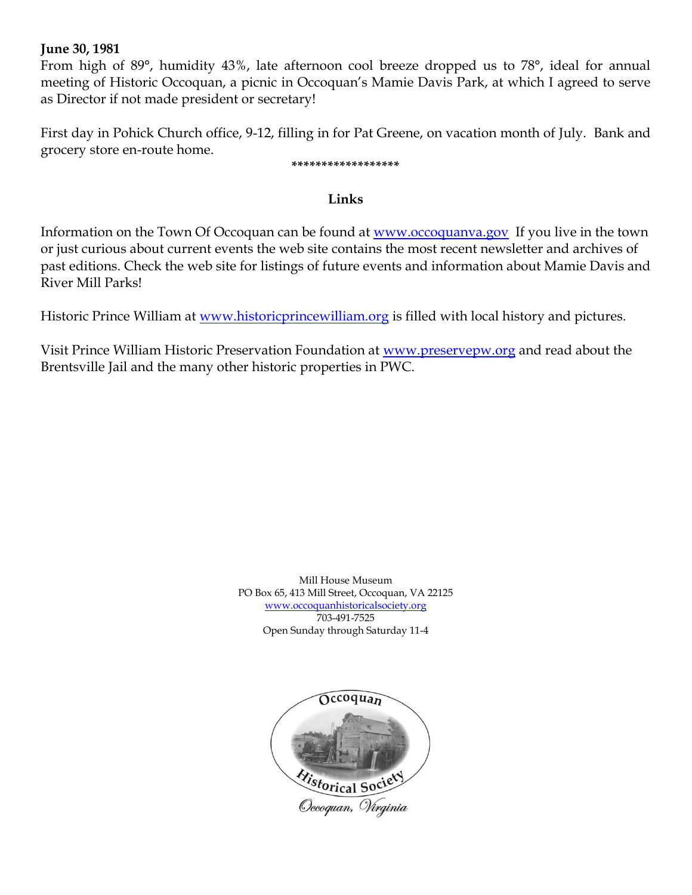**June 30, 1981**

From high of 89°, humidity 43%, late afternoon cool breeze dropped us to 78°, ideal for annual meeting of Historic Occoquan, a picnic in Occoquan's Mamie Davis Park, at which I agreed to serve as Director if not made president or secretary!

First day in Pohick Church office, 9-12, filling in for Pat Greene, on vacation month of July. Bank and grocery store en-route home.

*****************

## Links

Information on the Town Of Occoquan can be found at [www.occoquanva.gov](http://www.occoquanva.gov) If you live in the town or just curious about current events the web site contains the most recent newsletter and archives of past editions. Check the web site for listings of future events and information about Mamie Davis and River Mill Parks!

Historic Prince William at [www.historicprincewilliam.org](http://www.historicprincewilliam.org) is filled with local history and pictures.

Visit Prince William Historic Preservation Foundation at [www.preservepw.org](http://www.preservepw.org) and read about the Brentsville Jail and the many other historic properties in PWC.

Mill House Museum
PO Box 65, 413 Mill Street, Occoquan, VA 22125
[www.occoquanhistoricalsociety.org](http://www.occoquanhistoricalsociety.org)
703-491-7525
Open Sunday through Saturday 11-4

Occoquan Historical Society
Occoquan, Virginia